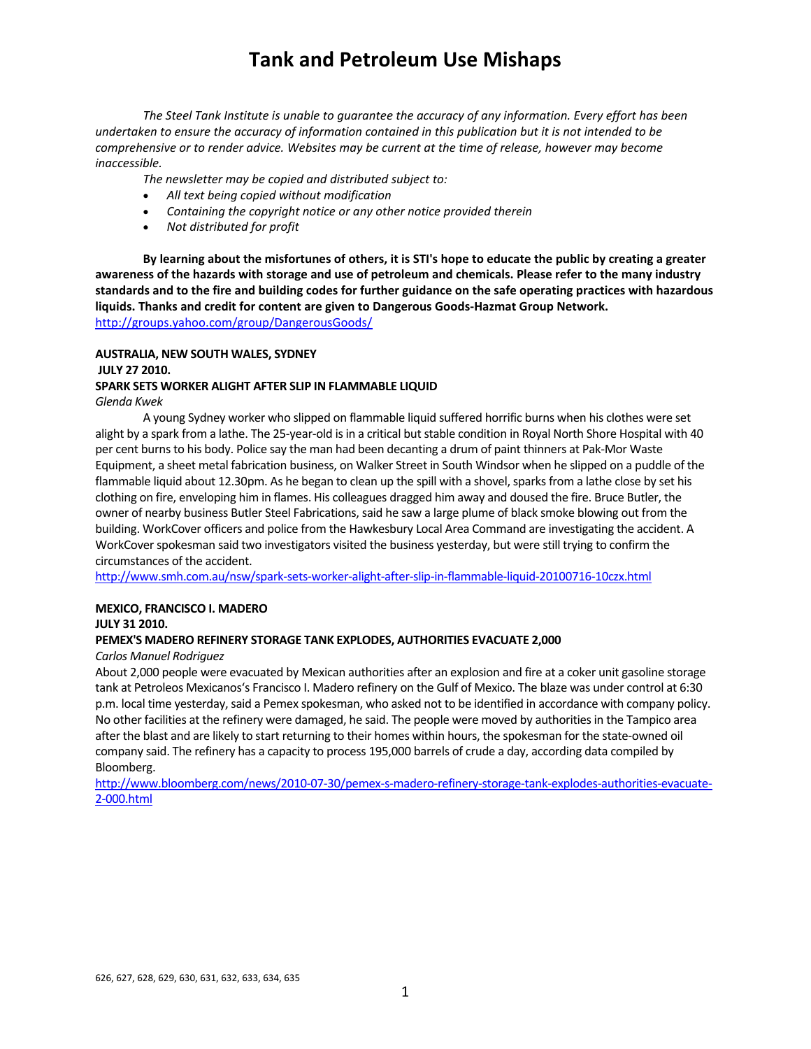# Tank and Petroleum Use Mishaps

*The Steel Tank Institute is unable to guarantee the accuracy of any information. Every effort has been undertaken to ensure the accuracy of information contained in this publication but it is not intended to be comprehensive or to render advice. Websites may be current at the time of release, however may become inaccessible.*

*The newsletter may be copied and distributed subject to:*

- *All text being copied without modification*
- *Containing the copyright notice or any other notice provided therein*
- *Not distributed for profit*

**By learning about the misfortunes of others, it is STI's hope to educate the public by creating a greater awareness of the hazards with storage and use of petroleum and chemicals. Please refer to the many industry standards and to the fire and building codes for further guidance on the safe operating practices with hazardous liquids. Thanks and credit for content are given to Dangerous Goods-Hazmat Group Network.**
http://groups.yahoo.com/group/DangerousGoods/

**AUSTRALIA, NEW SOUTH WALES, SYDNEY**
**JULY 27 2010.**
**SPARK SETS WORKER ALIGHT AFTER SLIP IN FLAMMABLE LIQUID**
*Glenda Kwek*

A young Sydney worker who slipped on flammable liquid suffered horrific burns when his clothes were set alight by a spark from a lathe. The 25-year-old is in a critical but stable condition in Royal North Shore Hospital with 40 per cent burns to his body. Police say the man had been decanting a drum of paint thinners at Pak-Mor Waste Equipment, a sheet metal fabrication business, on Walker Street in South Windsor when he slipped on a puddle of the flammable liquid about 12.30pm. As he began to clean up the spill with a shovel, sparks from a lathe close by set his clothing on fire, enveloping him in flames. His colleagues dragged him away and doused the fire. Bruce Butler, the owner of nearby business Butler Steel Fabrications, said he saw a large plume of black smoke blowing out from the building. WorkCover officers and police from the Hawkesbury Local Area Command are investigating the accident. A WorkCover spokesman said two investigators visited the business yesterday, but were still trying to confirm the circumstances of the accident.
http://www.smh.com.au/nsw/spark-sets-worker-alight-after-slip-in-flammable-liquid-20100716-10czx.html

**MEXICO, FRANCISCO I. MADERO**
**JULY 31 2010.**
**PEMEX'S MADERO REFINERY STORAGE TANK EXPLODES, AUTHORITIES EVACUATE 2,000**
*Carlos Manuel Rodriguez*

About 2,000 people were evacuated by Mexican authorities after an explosion and fire at a coker unit gasoline storage tank at Petroleos Mexicanos's Francisco I. Madero refinery on the Gulf of Mexico. The blaze was under control at 6:30 p.m. local time yesterday, said a Pemex spokesman, who asked not to be identified in accordance with company policy. No other facilities at the refinery were damaged, he said. The people were moved by authorities in the Tampico area after the blast and are likely to start returning to their homes within hours, the spokesman for the state-owned oil company said. The refinery has a capacity to process 195,000 barrels of crude a day, according data compiled by Bloomberg.
http://www.bloomberg.com/news/2010-07-30/pemex-s-madero-refinery-storage-tank-explodes-authorities-evacuate-2-000.html

626, 627, 628, 629, 630, 631, 632, 633, 634, 635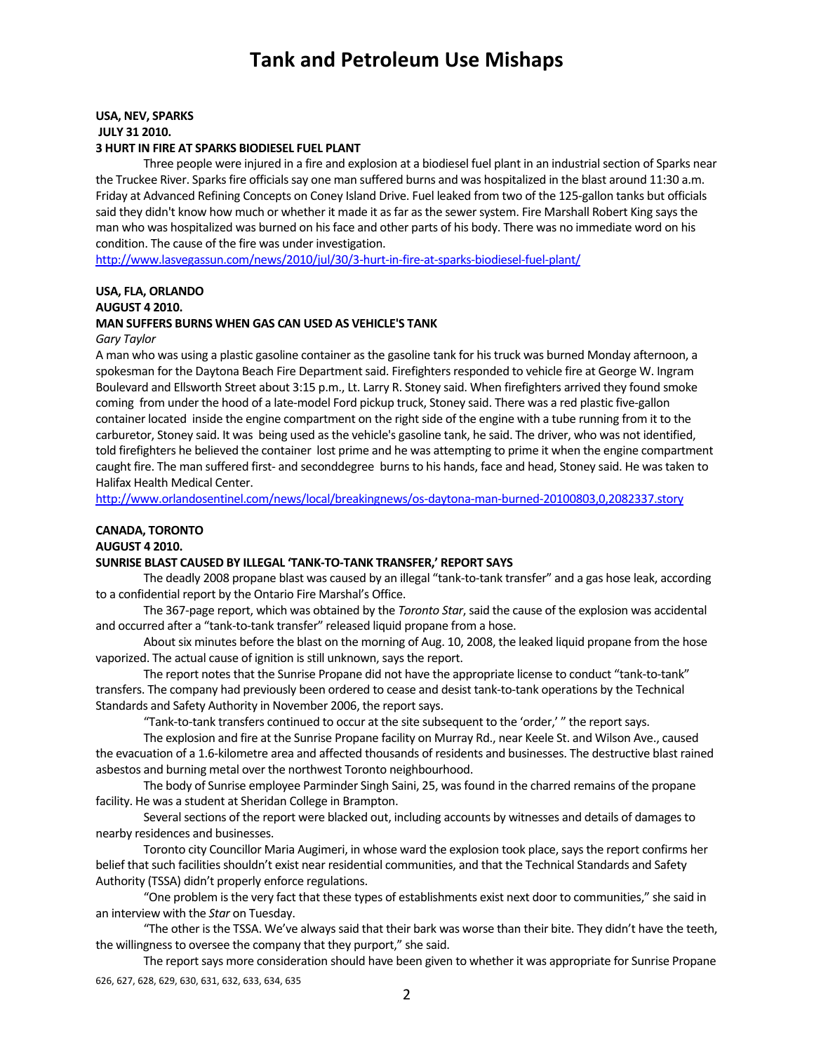# Tank and Petroleum Use Mishaps

**USA, NEV, SPARKS**
**JULY 31 2010.**
**3 HURT IN FIRE AT SPARKS BIODIESEL FUEL PLANT**

Three people were injured in a fire and explosion at a biodiesel fuel plant in an industrial section of Sparks near the Truckee River. Sparks fire officials say one man suffered burns and was hospitalized in the blast around 11:30 a.m. Friday at Advanced Refining Concepts on Coney Island Drive. Fuel leaked from two of the 125-gallon tanks but officials said they didn't know how much or whether it made it as far as the sewer system. Fire Marshall Robert King says the man who was hospitalized was burned on his face and other parts of his body. There was no immediate word on his condition. The cause of the fire was under investigation.
http://www.lasvegassun.com/news/2010/jul/30/3-hurt-in-fire-at-sparks-biodiesel-fuel-plant/

**USA, FLA, ORLANDO**
**AUGUST 4 2010.**
**MAN SUFFERS BURNS WHEN GAS CAN USED AS VEHICLE'S TANK**
*Gary Taylor*

A man who was using a plastic gasoline container as the gasoline tank for his truck was burned Monday afternoon, a spokesman for the Daytona Beach Fire Department said. Firefighters responded to vehicle fire at George W. Ingram Boulevard and Ellsworth Street about 3:15 p.m., Lt. Larry R. Stoney said. When firefighters arrived they found smoke coming from under the hood of a late-model Ford pickup truck, Stoney said. There was a red plastic five-gallon container located inside the engine compartment on the right side of the engine with a tube running from it to the carburetor, Stoney said. It was being used as the vehicle's gasoline tank, he said. The driver, who was not identified, told firefighters he believed the container lost prime and he was attempting to prime it when the engine compartment caught fire. The man suffered first- and seconddegree burns to his hands, face and head, Stoney said. He was taken to Halifax Health Medical Center.
http://www.orlandosentinel.com/news/local/breakingnews/os-daytona-man-burned-20100803,0,2082337.story

**CANADA, TORONTO**
**AUGUST 4 2010.**
**SUNRISE BLAST CAUSED BY ILLEGAL 'TANK-TO-TANK TRANSFER,' REPORT SAYS**

The deadly 2008 propane blast was caused by an illegal "tank-to-tank transfer" and a gas hose leak, according to a confidential report by the Ontario Fire Marshal's Office.

The 367-page report, which was obtained by the *Toronto Star*, said the cause of the explosion was accidental and occurred after a "tank-to-tank transfer" released liquid propane from a hose.

About six minutes before the blast on the morning of Aug. 10, 2008, the leaked liquid propane from the hose vaporized. The actual cause of ignition is still unknown, says the report.

The report notes that the Sunrise Propane did not have the appropriate license to conduct "tank-to-tank" transfers. The company had previously been ordered to cease and desist tank-to-tank operations by the Technical Standards and Safety Authority in November 2006, the report says.

"Tank-to-tank transfers continued to occur at the site subsequent to the 'order,' " the report says.

The explosion and fire at the Sunrise Propane facility on Murray Rd., near Keele St. and Wilson Ave., caused the evacuation of a 1.6-kilometre area and affected thousands of residents and businesses. The destructive blast rained asbestos and burning metal over the northwest Toronto neighbourhood.

The body of Sunrise employee Parminder Singh Saini, 25, was found in the charred remains of the propane facility. He was a student at Sheridan College in Brampton.

Several sections of the report were blacked out, including accounts by witnesses and details of damages to nearby residences and businesses.

Toronto city Councillor Maria Augimeri, in whose ward the explosion took place, says the report confirms her belief that such facilities shouldn't exist near residential communities, and that the Technical Standards and Safety Authority (TSSA) didn't properly enforce regulations.

"One problem is the very fact that these types of establishments exist next door to communities," she said in an interview with the *Star* on Tuesday.

"The other is the TSSA. We've always said that their bark was worse than their bite. They didn't have the teeth, the willingness to oversee the company that they purport," she said.

The report says more consideration should have been given to whether it was appropriate for Sunrise Propane

626, 627, 628, 629, 630, 631, 632, 633, 634, 635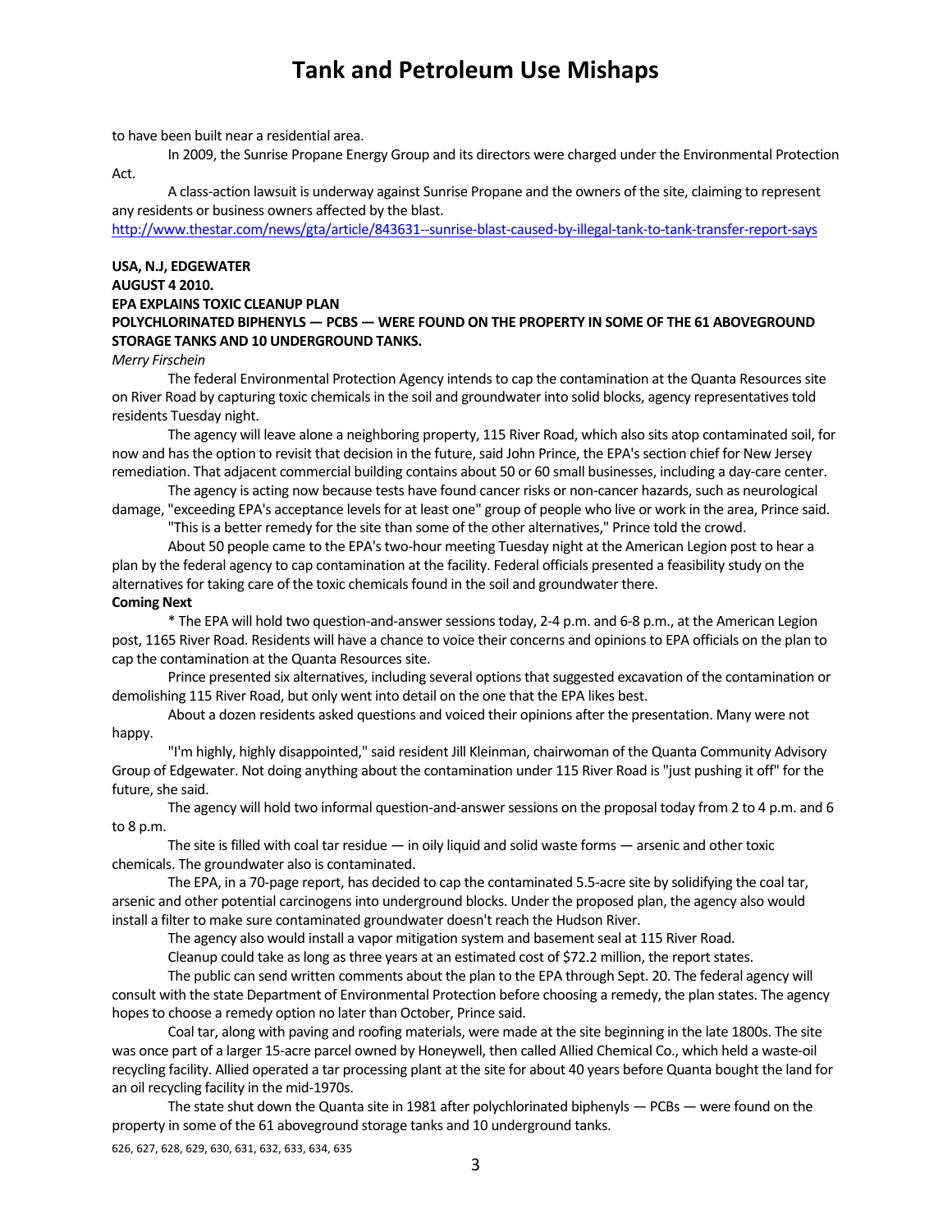to have been built near a residential area.

In 2009, the Sunrise Propane Energy Group and its directors were charged under the Environmental Protection Act.

A class-action lawsuit is underway against Sunrise Propane and the owners of the site, claiming to represent any residents or business owners affected by the blast.

http://www.thestar.com/news/gta/article/843631--sunrise-blast-caused-by-illegal-tank-to-tank-transfer-report-says

**USA, N.J, EDGEWATER**
**AUGUST 4 2010.**
**EPA EXPLAINS TOXIC CLEANUP PLAN**
**POLYCHLORINATED BIPHENYLS — PCBS — WERE FOUND ON THE PROPERTY IN SOME OF THE 61 ABOVEGROUND STORAGE TANKS AND 10 UNDERGROUND TANKS.**

*Merry Firschein*

The federal Environmental Protection Agency intends to cap the contamination at the Quanta Resources site on River Road by capturing toxic chemicals in the soil and groundwater into solid blocks, agency representatives told residents Tuesday night.

The agency will leave alone a neighboring property, 115 River Road, which also sits atop contaminated soil, for now and has the option to revisit that decision in the future, said John Prince, the EPA's section chief for New Jersey remediation. That adjacent commercial building contains about 50 or 60 small businesses, including a day-care center.

The agency is acting now because tests have found cancer risks or non-cancer hazards, such as neurological damage, "exceeding EPA's acceptance levels for at least one" group of people who live or work in the area, Prince said.

"This is a better remedy for the site than some of the other alternatives," Prince told the crowd.

About 50 people came to the EPA's two-hour meeting Tuesday night at the American Legion post to hear a plan by the federal agency to cap contamination at the facility. Federal officials presented a feasibility study on the alternatives for taking care of the toxic chemicals found in the soil and groundwater there.

**Coming Next**

* The EPA will hold two question-and-answer sessions today, 2-4 p.m. and 6-8 p.m., at the American Legion post, 1165 River Road. Residents will have a chance to voice their concerns and opinions to EPA officials on the plan to cap the contamination at the Quanta Resources site.

Prince presented six alternatives, including several options that suggested excavation of the contamination or demolishing 115 River Road, but only went into detail on the one that the EPA likes best.

About a dozen residents asked questions and voiced their opinions after the presentation. Many were not happy.

"I'm highly, highly disappointed," said resident Jill Kleinman, chairwoman of the Quanta Community Advisory Group of Edgewater. Not doing anything about the contamination under 115 River Road is "just pushing it off" for the future, she said.

The agency will hold two informal question-and-answer sessions on the proposal today from 2 to 4 p.m. and 6 to 8 p.m.

The site is filled with coal tar residue — in oily liquid and solid waste forms — arsenic and other toxic chemicals. The groundwater also is contaminated.

The EPA, in a 70-page report, has decided to cap the contaminated 5.5-acre site by solidifying the coal tar, arsenic and other potential carcinogens into underground blocks. Under the proposed plan, the agency also would install a filter to make sure contaminated groundwater doesn't reach the Hudson River.

The agency also would install a vapor mitigation system and basement seal at 115 River Road.

Cleanup could take as long as three years at an estimated cost of $72.2 million, the report states.

The public can send written comments about the plan to the EPA through Sept. 20. The federal agency will consult with the state Department of Environmental Protection before choosing a remedy, the plan states. The agency hopes to choose a remedy option no later than October, Prince said.

Coal tar, along with paving and roofing materials, were made at the site beginning in the late 1800s. The site was once part of a larger 15-acre parcel owned by Honeywell, then called Allied Chemical Co., which held a waste-oil recycling facility. Allied operated a tar processing plant at the site for about 40 years before Quanta bought the land for an oil recycling facility in the mid-1970s.

The state shut down the Quanta site in 1981 after polychlorinated biphenyls — PCBs — were found on the property in some of the 61 aboveground storage tanks and 10 underground tanks.

626, 627, 628, 629, 630, 631, 632, 633, 634, 635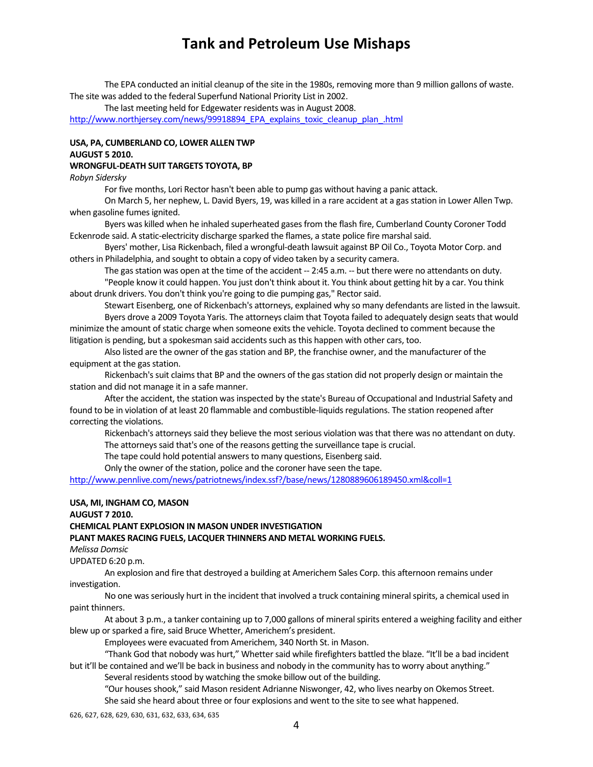The EPA conducted an initial cleanup of the site in the 1980s, removing more than 9 million gallons of waste. The site was added to the federal Superfund National Priority List in 2002.

The last meeting held for Edgewater residents was in August 2008.

http://www.northjersey.com/news/99918894_EPA_explains_toxic_cleanup_plan_.html

**USA, PA, CUMBERLAND CO, LOWER ALLEN TWP**
**AUGUST 5 2010.**
**WRONGFUL-DEATH SUIT TARGETS TOYOTA, BP**

*Robyn Sidersky*

For five months, Lori Rector hasn't been able to pump gas without having a panic attack.

On March 5, her nephew, L. David Byers, 19, was killed in a rare accident at a gas station in Lower Allen Twp. when gasoline fumes ignited.

Byers was killed when he inhaled superheated gases from the flash fire, Cumberland County Coroner Todd Eckenrode said. A static-electricity discharge sparked the flames, a state police fire marshal said.

Byers' mother, Lisa Rickenbach, filed a wrongful-death lawsuit against BP Oil Co., Toyota Motor Corp. and others in Philadelphia, and sought to obtain a copy of video taken by a security camera.

The gas station was open at the time of the accident -- 2:45 a.m. -- but there were no attendants on duty.

"People know it could happen. You just don't think about it. You think about getting hit by a car. You think about drunk drivers. You don't think you're going to die pumping gas," Rector said.

Stewart Eisenberg, one of Rickenbach's attorneys, explained why so many defendants are listed in the lawsuit.

Byers drove a 2009 Toyota Yaris. The attorneys claim that Toyota failed to adequately design seats that would minimize the amount of static charge when someone exits the vehicle. Toyota declined to comment because the litigation is pending, but a spokesman said accidents such as this happen with other cars, too.

Also listed are the owner of the gas station and BP, the franchise owner, and the manufacturer of the equipment at the gas station.

Rickenbach's suit claims that BP and the owners of the gas station did not properly design or maintain the station and did not manage it in a safe manner.

After the accident, the station was inspected by the state's Bureau of Occupational and Industrial Safety and found to be in violation of at least 20 flammable and combustible-liquids regulations. The station reopened after correcting the violations.

Rickenbach's attorneys said they believe the most serious violation was that there was no attendant on duty.

The attorneys said that's one of the reasons getting the surveillance tape is crucial.

The tape could hold potential answers to many questions, Eisenberg said.

Only the owner of the station, police and the coroner have seen the tape.

http://www.pennlive.com/news/patriotnews/index.ssf?/base/news/1280889606189450.xml&coll=1

**USA, MI, INGHAM CO, MASON**
**AUGUST 7 2010.**
**CHEMICAL PLANT EXPLOSION IN MASON UNDER INVESTIGATION**
**PLANT MAKES RACING FUELS, LACQUER THINNERS AND METAL WORKING FUELS.**

*Melissa Domsic*

UPDATED 6:20 p.m.

An explosion and fire that destroyed a building at Americhem Sales Corp. this afternoon remains under investigation.

No one was seriously hurt in the incident that involved a truck containing mineral spirits, a chemical used in paint thinners.

At about 3 p.m., a tanker containing up to 7,000 gallons of mineral spirits entered a weighing facility and either blew up or sparked a fire, said Bruce Whetter, Americhem's president.

Employees were evacuated from Americhem, 340 North St. in Mason.

"Thank God that nobody was hurt," Whetter said while firefighters battled the blaze. "It'll be a bad incident but it'll be contained and we'll be back in business and nobody in the community has to worry about anything."

Several residents stood by watching the smoke billow out of the building.

"Our houses shook," said Mason resident Adrianne Niswonger, 42, who lives nearby on Okemos Street.

She said she heard about three or four explosions and went to the site to see what happened.

626, 627, 628, 629, 630, 631, 632, 633, 634, 635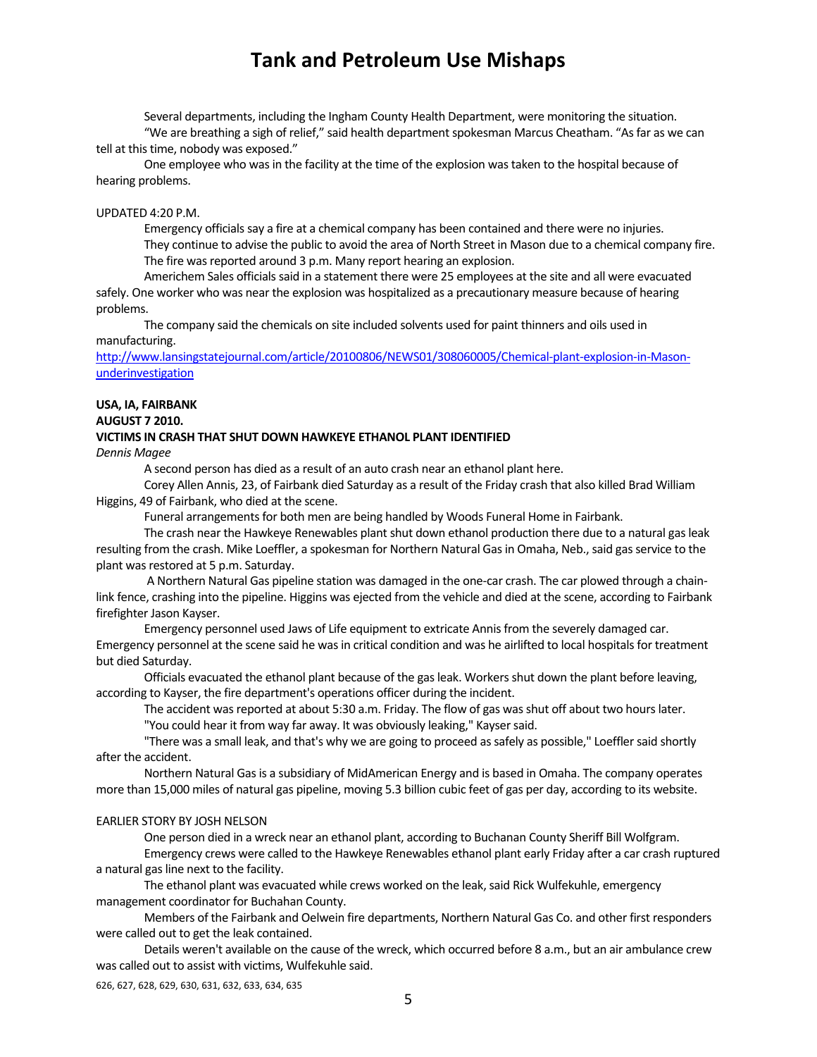Several departments, including the Ingham County Health Department, were monitoring the situation.

"We are breathing a sigh of relief," said health department spokesman Marcus Cheatham. "As far as we can tell at this time, nobody was exposed."

One employee who was in the facility at the time of the explosion was taken to the hospital because of hearing problems.

UPDATED 4:20 P.M.

Emergency officials say a fire at a chemical company has been contained and there were no injuries.

They continue to advise the public to avoid the area of North Street in Mason due to a chemical company fire.

The fire was reported around 3 p.m. Many report hearing an explosion.

Americhem Sales officials said in a statement there were 25 employees at the site and all were evacuated safely. One worker who was near the explosion was hospitalized as a precautionary measure because of hearing problems.

The company said the chemicals on site included solvents used for paint thinners and oils used in manufacturing.

http://www.lansingstatejournal.com/article/20100806/NEWS01/308060005/Chemical-plant-explosion-in-Mason-underinvestigation

**USA, IA, FAIRBANK**
**AUGUST 7 2010.**
**VICTIMS IN CRASH THAT SHUT DOWN HAWKEYE ETHANOL PLANT IDENTIFIED**
*Dennis Magee*

A second person has died as a result of an auto crash near an ethanol plant here.

Corey Allen Annis, 23, of Fairbank died Saturday as a result of the Friday crash that also killed Brad William Higgins, 49 of Fairbank, who died at the scene.

Funeral arrangements for both men are being handled by Woods Funeral Home in Fairbank.

The crash near the Hawkeye Renewables plant shut down ethanol production there due to a natural gas leak resulting from the crash. Mike Loeffler, a spokesman for Northern Natural Gas in Omaha, Neb., said gas service to the plant was restored at 5 p.m. Saturday.

A Northern Natural Gas pipeline station was damaged in the one-car crash. The car plowed through a chain-link fence, crashing into the pipeline. Higgins was ejected from the vehicle and died at the scene, according to Fairbank firefighter Jason Kayser.

Emergency personnel used Jaws of Life equipment to extricate Annis from the severely damaged car. Emergency personnel at the scene said he was in critical condition and was he airlifted to local hospitals for treatment but died Saturday.

Officials evacuated the ethanol plant because of the gas leak. Workers shut down the plant before leaving, according to Kayser, the fire department's operations officer during the incident.

The accident was reported at about 5:30 a.m. Friday. The flow of gas was shut off about two hours later.

"You could hear it from way far away. It was obviously leaking," Kayser said.

"There was a small leak, and that's why we are going to proceed as safely as possible," Loeffler said shortly after the accident.

Northern Natural Gas is a subsidiary of MidAmerican Energy and is based in Omaha. The company operates more than 15,000 miles of natural gas pipeline, moving 5.3 billion cubic feet of gas per day, according to its website.

EARLIER STORY BY JOSH NELSON

One person died in a wreck near an ethanol plant, according to Buchanan County Sheriff Bill Wolfgram.

Emergency crews were called to the Hawkeye Renewables ethanol plant early Friday after a car crash ruptured a natural gas line next to the facility.

The ethanol plant was evacuated while crews worked on the leak, said Rick Wulfekuhle, emergency management coordinator for Buchahan County.

Members of the Fairbank and Oelwein fire departments, Northern Natural Gas Co. and other first responders were called out to get the leak contained.

Details weren't available on the cause of the wreck, which occurred before 8 a.m., but an air ambulance crew was called out to assist with victims, Wulfekuhle said.

626, 627, 628, 629, 630, 631, 632, 633, 634, 635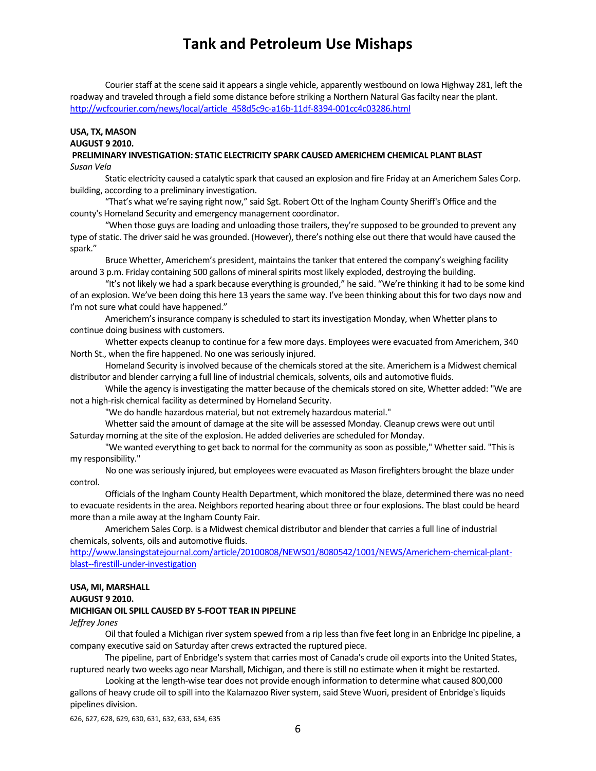Courier staff at the scene said it appears a single vehicle, apparently westbound on Iowa Highway 281, left the roadway and traveled through a field some distance before striking a Northern Natural Gas facilty near the plant.
http://wcfcourier.com/news/local/article_458d5c9c-a16b-11df-8394-001cc4c03286.html

**USA, TX, MASON**
**AUGUST 9 2010.**
**PRELIMINARY INVESTIGATION: STATIC ELECTRICITY SPARK CAUSED AMERICHEM CHEMICAL PLANT BLAST**
*Susan Vela*

Static electricity caused a catalytic spark that caused an explosion and fire Friday at an Americhem Sales Corp. building, according to a preliminary investigation.

"That's what we're saying right now," said Sgt. Robert Ott of the Ingham County Sheriff's Office and the county's Homeland Security and emergency management coordinator.

"When those guys are loading and unloading those trailers, they're supposed to be grounded to prevent any type of static. The driver said he was grounded. (However), there's nothing else out there that would have caused the spark."

Bruce Whetter, Americhem's president, maintains the tanker that entered the company's weighing facility around 3 p.m. Friday containing 500 gallons of mineral spirits most likely exploded, destroying the building.

"It's not likely we had a spark because everything is grounded," he said. "We're thinking it had to be some kind of an explosion. We've been doing this here 13 years the same way. I've been thinking about this for two days now and I'm not sure what could have happened."

Americhem's insurance company is scheduled to start its investigation Monday, when Whetter plans to continue doing business with customers.

Whetter expects cleanup to continue for a few more days. Employees were evacuated from Americhem, 340 North St., when the fire happened. No one was seriously injured.

Homeland Security is involved because of the chemicals stored at the site. Americhem is a Midwest chemical distributor and blender carrying a full line of industrial chemicals, solvents, oils and automotive fluids.

While the agency is investigating the matter because of the chemicals stored on site, Whetter added: "We are not a high-risk chemical facility as determined by Homeland Security.

"We do handle hazardous material, but not extremely hazardous material."

Whetter said the amount of damage at the site will be assessed Monday. Cleanup crews were out until Saturday morning at the site of the explosion. He added deliveries are scheduled for Monday.

"We wanted everything to get back to normal for the community as soon as possible," Whetter said. "This is my responsibility."

No one was seriously injured, but employees were evacuated as Mason firefighters brought the blaze under control.

Officials of the Ingham County Health Department, which monitored the blaze, determined there was no need to evacuate residents in the area. Neighbors reported hearing about three or four explosions. The blast could be heard more than a mile away at the Ingham County Fair.

Americhem Sales Corp. is a Midwest chemical distributor and blender that carries a full line of industrial chemicals, solvents, oils and automotive fluids.
http://www.lansingstatejournal.com/article/20100808/NEWS01/8080542/1001/NEWS/Americhem-chemical-plant-blast--firestill-under-investigation

**USA, MI, MARSHALL**
**AUGUST 9 2010.**
**MICHIGAN OIL SPILL CAUSED BY 5-FOOT TEAR IN PIPELINE**
*Jeffrey Jones*

Oil that fouled a Michigan river system spewed from a rip less than five feet long in an Enbridge Inc pipeline, a company executive said on Saturday after crews extracted the ruptured piece.

The pipeline, part of Enbridge's system that carries most of Canada's crude oil exports into the United States, ruptured nearly two weeks ago near Marshall, Michigan, and there is still no estimate when it might be restarted.

Looking at the length-wise tear does not provide enough information to determine what caused 800,000 gallons of heavy crude oil to spill into the Kalamazoo River system, said Steve Wuori, president of Enbridge's liquids pipelines division.

626, 627, 628, 629, 630, 631, 632, 633, 634, 635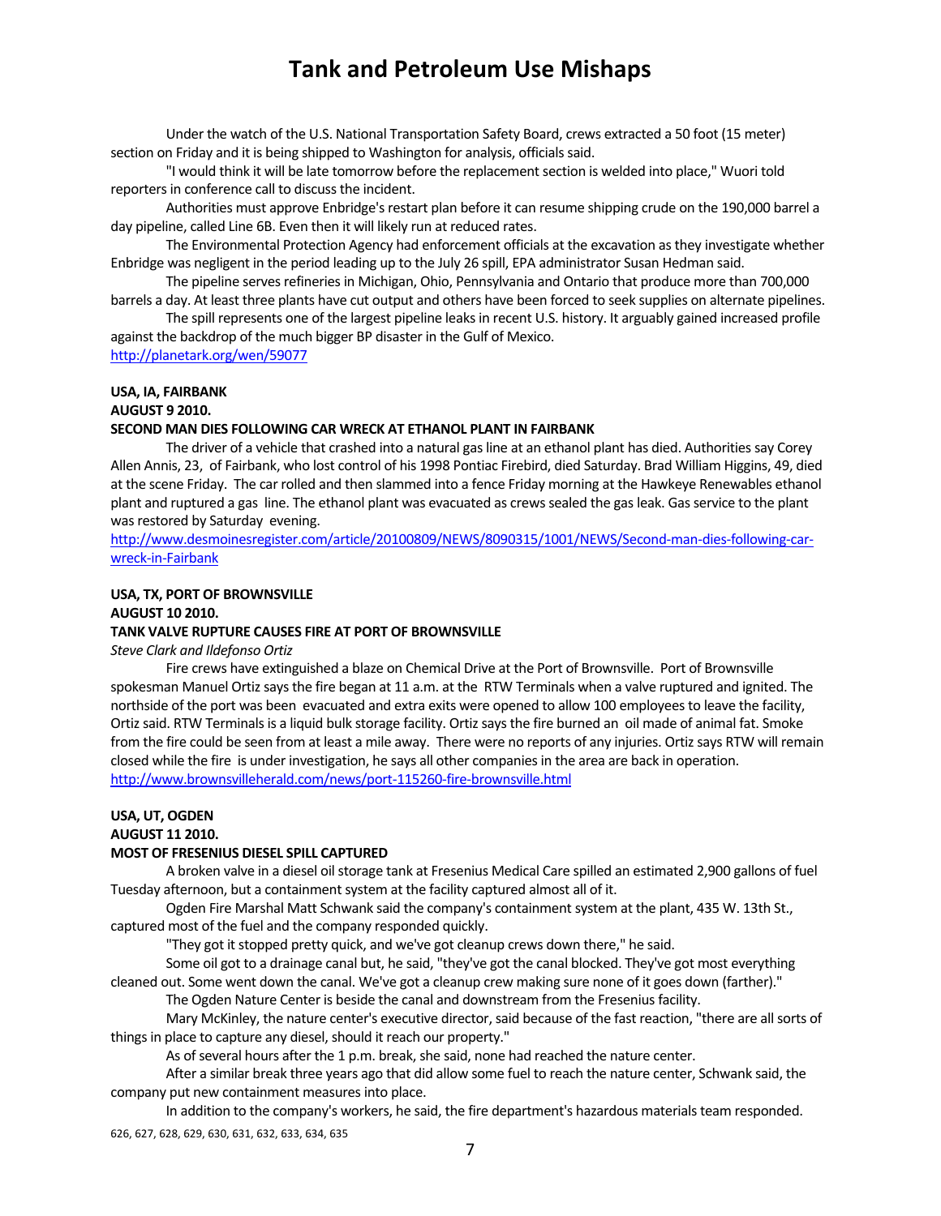Under the watch of the U.S. National Transportation Safety Board, crews extracted a 50 foot (15 meter) section on Friday and it is being shipped to Washington for analysis, officials said.

"I would think it will be late tomorrow before the replacement section is welded into place," Wuori told reporters in conference call to discuss the incident.

Authorities must approve Enbridge's restart plan before it can resume shipping crude on the 190,000 barrel a day pipeline, called Line 6B. Even then it will likely run at reduced rates.

The Environmental Protection Agency had enforcement officials at the excavation as they investigate whether Enbridge was negligent in the period leading up to the July 26 spill, EPA administrator Susan Hedman said.

The pipeline serves refineries in Michigan, Ohio, Pennsylvania and Ontario that produce more than 700,000 barrels a day. At least three plants have cut output and others have been forced to seek supplies on alternate pipelines.

The spill represents one of the largest pipeline leaks in recent U.S. history. It arguably gained increased profile against the backdrop of the much bigger BP disaster in the Gulf of Mexico.

http://planetark.org/wen/59077

**USA, IA, FAIRBANK**
**AUGUST 9 2010.**
**SECOND MAN DIES FOLLOWING CAR WRECK AT ETHANOL PLANT IN FAIRBANK**

The driver of a vehicle that crashed into a natural gas line at an ethanol plant has died. Authorities say Corey Allen Annis, 23, of Fairbank, who lost control of his 1998 Pontiac Firebird, died Saturday. Brad William Higgins, 49, died at the scene Friday. The car rolled and then slammed into a fence Friday morning at the Hawkeye Renewables ethanol plant and ruptured a gas line. The ethanol plant was evacuated as crews sealed the gas leak. Gas service to the plant was restored by Saturday evening.

http://www.desmoinesregister.com/article/20100809/NEWS/8090315/1001/NEWS/Second-man-dies-following-car-wreck-in-Fairbank

**USA, TX, PORT OF BROWNSVILLE**
**AUGUST 10 2010.**
**TANK VALVE RUPTURE CAUSES FIRE AT PORT OF BROWNSVILLE**

*Steve Clark and Ildefonso Ortiz*

Fire crews have extinguished a blaze on Chemical Drive at the Port of Brownsville. Port of Brownsville spokesman Manuel Ortiz says the fire began at 11 a.m. at the RTW Terminals when a valve ruptured and ignited. The northside of the port was been evacuated and extra exits were opened to allow 100 employees to leave the facility, Ortiz said. RTW Terminals is a liquid bulk storage facility. Ortiz says the fire burned an oil made of animal fat. Smoke from the fire could be seen from at least a mile away. There were no reports of any injuries. Ortiz says RTW will remain closed while the fire is under investigation, he says all other companies in the area are back in operation.

http://www.brownsvilleherald.com/news/port-115260-fire-brownsville.html

**USA, UT, OGDEN**
**AUGUST 11 2010.**
**MOST OF FRESENIUS DIESEL SPILL CAPTURED**

A broken valve in a diesel oil storage tank at Fresenius Medical Care spilled an estimated 2,900 gallons of fuel Tuesday afternoon, but a containment system at the facility captured almost all of it.

Ogden Fire Marshal Matt Schwank said the company's containment system at the plant, 435 W. 13th St., captured most of the fuel and the company responded quickly.

"They got it stopped pretty quick, and we've got cleanup crews down there," he said.

Some oil got to a drainage canal but, he said, "they've got the canal blocked. They've got most everything cleaned out. Some went down the canal. We've got a cleanup crew making sure none of it goes down (farther)."

The Ogden Nature Center is beside the canal and downstream from the Fresenius facility.

Mary McKinley, the nature center's executive director, said because of the fast reaction, "there are all sorts of things in place to capture any diesel, should it reach our property."

As of several hours after the 1 p.m. break, she said, none had reached the nature center.

After a similar break three years ago that did allow some fuel to reach the nature center, Schwank said, the company put new containment measures into place.

In addition to the company's workers, he said, the fire department's hazardous materials team responded.

626, 627, 628, 629, 630, 631, 632, 633, 634, 635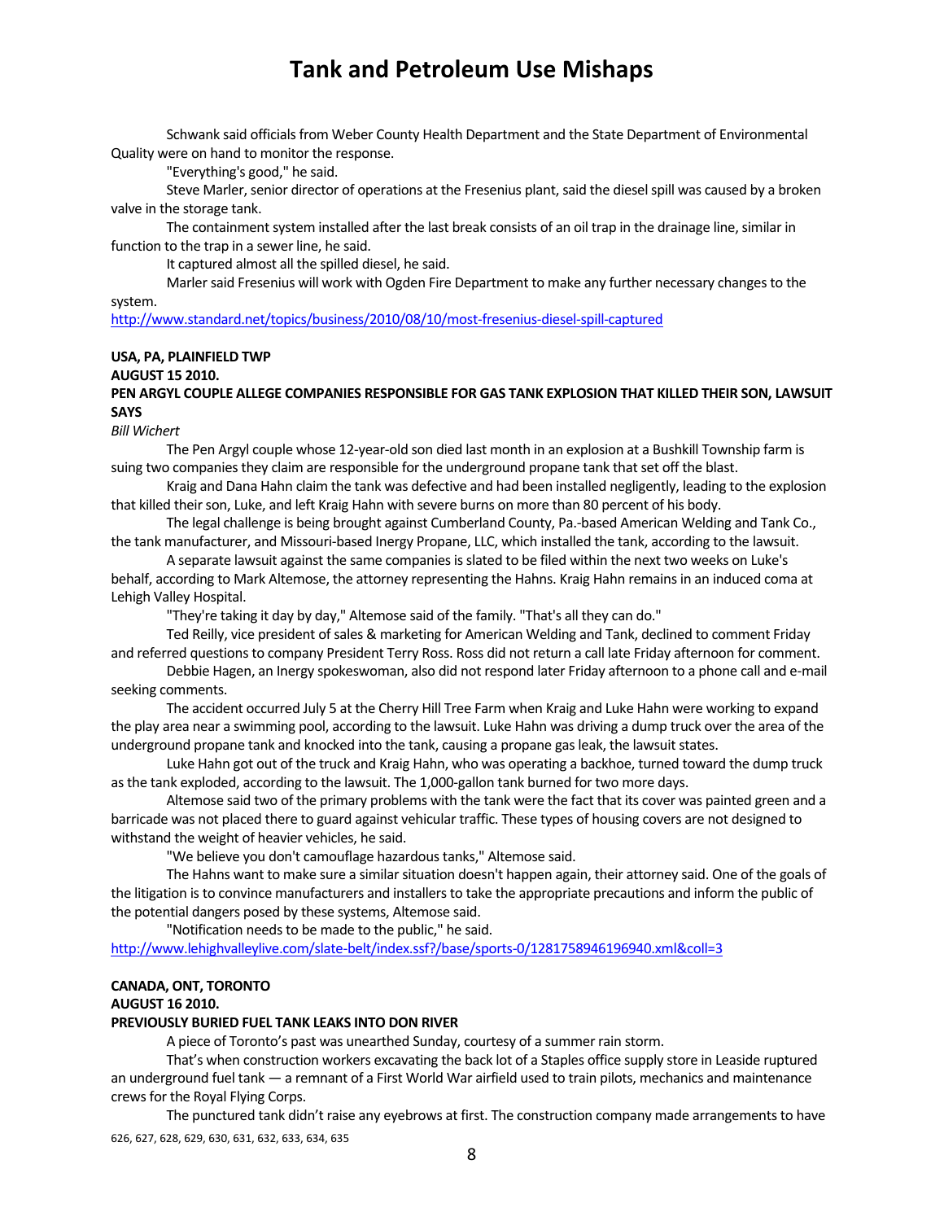Schwank said officials from Weber County Health Department and the State Department of Environmental Quality were on hand to monitor the response.

"Everything's good," he said.

Steve Marler, senior director of operations at the Fresenius plant, said the diesel spill was caused by a broken valve in the storage tank.

The containment system installed after the last break consists of an oil trap in the drainage line, similar in function to the trap in a sewer line, he said.

It captured almost all the spilled diesel, he said.

Marler said Fresenius will work with Ogden Fire Department to make any further necessary changes to the system.

http://www.standard.net/topics/business/2010/08/10/most-fresenius-diesel-spill-captured

**USA, PA, PLAINFIELD TWP**
**AUGUST 15 2010.**
**PEN ARGYL COUPLE ALLEGE COMPANIES RESPONSIBLE FOR GAS TANK EXPLOSION THAT KILLED THEIR SON, LAWSUIT SAYS**

*Bill Wichert*

The Pen Argyl couple whose 12-year-old son died last month in an explosion at a Bushkill Township farm is suing two companies they claim are responsible for the underground propane tank that set off the blast.

Kraig and Dana Hahn claim the tank was defective and had been installed negligently, leading to the explosion that killed their son, Luke, and left Kraig Hahn with severe burns on more than 80 percent of his body.

The legal challenge is being brought against Cumberland County, Pa.-based American Welding and Tank Co., the tank manufacturer, and Missouri-based Inergy Propane, LLC, which installed the tank, according to the lawsuit.

A separate lawsuit against the same companies is slated to be filed within the next two weeks on Luke's behalf, according to Mark Altemose, the attorney representing the Hahns. Kraig Hahn remains in an induced coma at Lehigh Valley Hospital.

"They're taking it day by day," Altemose said of the family. "That's all they can do."

Ted Reilly, vice president of sales & marketing for American Welding and Tank, declined to comment Friday and referred questions to company President Terry Ross. Ross did not return a call late Friday afternoon for comment.

Debbie Hagen, an Inergy spokeswoman, also did not respond later Friday afternoon to a phone call and e-mail seeking comments.

The accident occurred July 5 at the Cherry Hill Tree Farm when Kraig and Luke Hahn were working to expand the play area near a swimming pool, according to the lawsuit. Luke Hahn was driving a dump truck over the area of the underground propane tank and knocked into the tank, causing a propane gas leak, the lawsuit states.

Luke Hahn got out of the truck and Kraig Hahn, who was operating a backhoe, turned toward the dump truck as the tank exploded, according to the lawsuit. The 1,000-gallon tank burned for two more days.

Altemose said two of the primary problems with the tank were the fact that its cover was painted green and a barricade was not placed there to guard against vehicular traffic. These types of housing covers are not designed to withstand the weight of heavier vehicles, he said.

"We believe you don't camouflage hazardous tanks," Altemose said.

The Hahns want to make sure a similar situation doesn't happen again, their attorney said. One of the goals of the litigation is to convince manufacturers and installers to take the appropriate precautions and inform the public of the potential dangers posed by these systems, Altemose said.

"Notification needs to be made to the public," he said.

http://www.lehighvalleylive.com/slate-belt/index.ssf?/base/sports-0/1281758946196940.xml&coll=3

**CANADA, ONT, TORONTO**
**AUGUST 16 2010.**
**PREVIOUSLY BURIED FUEL TANK LEAKS INTO DON RIVER**

A piece of Toronto's past was unearthed Sunday, courtesy of a summer rain storm.

That's when construction workers excavating the back lot of a Staples office supply store in Leaside ruptured an underground fuel tank — a remnant of a First World War airfield used to train pilots, mechanics and maintenance crews for the Royal Flying Corps.

The punctured tank didn't raise any eyebrows at first. The construction company made arrangements to have

626, 627, 628, 629, 630, 631, 632, 633, 634, 635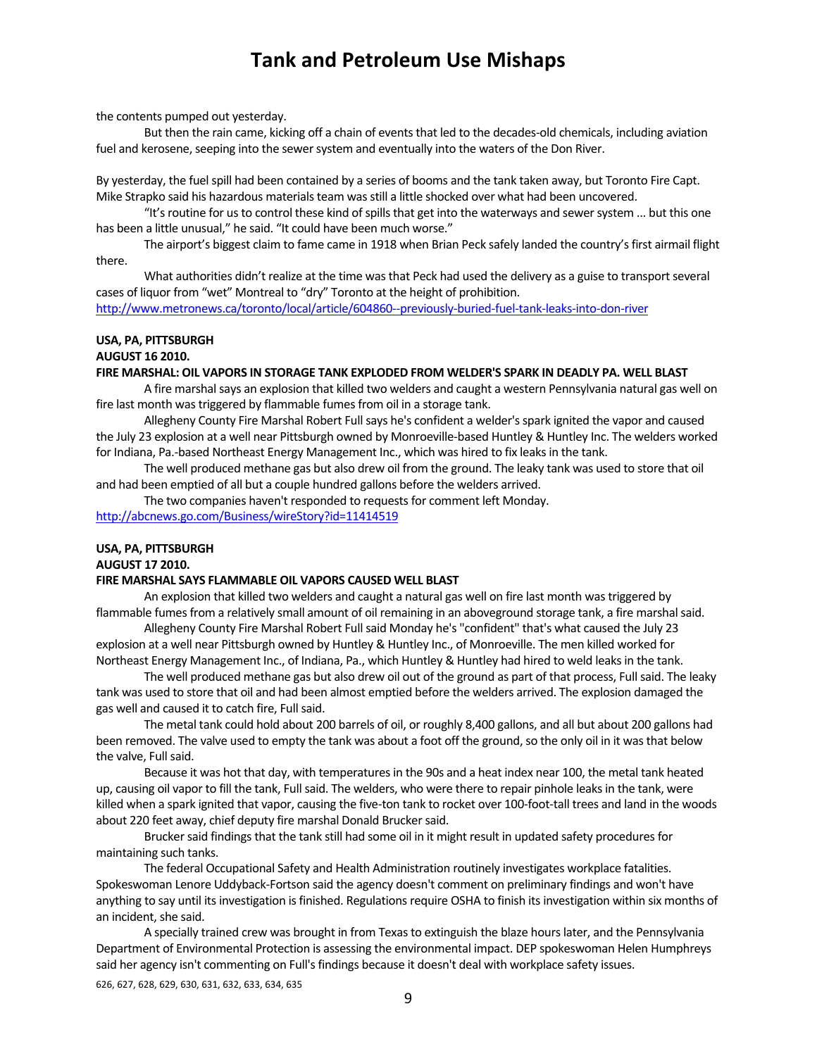the contents pumped out yesterday.

But then the rain came, kicking off a chain of events that led to the decades-old chemicals, including aviation fuel and kerosene, seeping into the sewer system and eventually into the waters of the Don River.

By yesterday, the fuel spill had been contained by a series of booms and the tank taken away, but Toronto Fire Capt. Mike Strapko said his hazardous materials team was still a little shocked over what had been uncovered.

"It's routine for us to control these kind of spills that get into the waterways and sewer system … but this one has been a little unusual," he said. "It could have been much worse."

The airport's biggest claim to fame came in 1918 when Brian Peck safely landed the country's first airmail flight there.

What authorities didn't realize at the time was that Peck had used the delivery as a guise to transport several cases of liquor from "wet" Montreal to "dry" Toronto at the height of prohibition.

http://www.metronews.ca/toronto/local/article/604860--previously-buried-fuel-tank-leaks-into-don-river

**USA, PA, PITTSBURGH**

**AUGUST 16 2010.**

**FIRE MARSHAL: OIL VAPORS IN STORAGE TANK EXPLODED FROM WELDER'S SPARK IN DEADLY PA. WELL BLAST**

A fire marshal says an explosion that killed two welders and caught a western Pennsylvania natural gas well on fire last month was triggered by flammable fumes from oil in a storage tank.

Allegheny County Fire Marshal Robert Full says he's confident a welder's spark ignited the vapor and caused the July 23 explosion at a well near Pittsburgh owned by Monroeville-based Huntley & Huntley Inc. The welders worked for Indiana, Pa.-based Northeast Energy Management Inc., which was hired to fix leaks in the tank.

The well produced methane gas but also drew oil from the ground. The leaky tank was used to store that oil and had been emptied of all but a couple hundred gallons before the welders arrived.

The two companies haven't responded to requests for comment left Monday.

http://abcnews.go.com/Business/wireStory?id=11414519

**USA, PA, PITTSBURGH**

**AUGUST 17 2010.**

**FIRE MARSHAL SAYS FLAMMABLE OIL VAPORS CAUSED WELL BLAST**

An explosion that killed two welders and caught a natural gas well on fire last month was triggered by flammable fumes from a relatively small amount of oil remaining in an aboveground storage tank, a fire marshal said.

Allegheny County Fire Marshal Robert Full said Monday he's "confident" that's what caused the July 23 explosion at a well near Pittsburgh owned by Huntley & Huntley Inc., of Monroeville. The men killed worked for Northeast Energy Management Inc., of Indiana, Pa., which Huntley & Huntley had hired to weld leaks in the tank.

The well produced methane gas but also drew oil out of the ground as part of that process, Full said. The leaky tank was used to store that oil and had been almost emptied before the welders arrived. The explosion damaged the gas well and caused it to catch fire, Full said.

The metal tank could hold about 200 barrels of oil, or roughly 8,400 gallons, and all but about 200 gallons had been removed. The valve used to empty the tank was about a foot off the ground, so the only oil in it was that below the valve, Full said.

Because it was hot that day, with temperatures in the 90s and a heat index near 100, the metal tank heated up, causing oil vapor to fill the tank, Full said. The welders, who were there to repair pinhole leaks in the tank, were killed when a spark ignited that vapor, causing the five-ton tank to rocket over 100-foot-tall trees and land in the woods about 220 feet away, chief deputy fire marshal Donald Brucker said.

Brucker said findings that the tank still had some oil in it might result in updated safety procedures for maintaining such tanks.

The federal Occupational Safety and Health Administration routinely investigates workplace fatalities. Spokeswoman Lenore Uddyback-Fortson said the agency doesn't comment on preliminary findings and won't have anything to say until its investigation is finished. Regulations require OSHA to finish its investigation within six months of an incident, she said.

A specially trained crew was brought in from Texas to extinguish the blaze hours later, and the Pennsylvania Department of Environmental Protection is assessing the environmental impact. DEP spokeswoman Helen Humphreys said her agency isn't commenting on Full's findings because it doesn't deal with workplace safety issues.

626, 627, 628, 629, 630, 631, 632, 633, 634, 635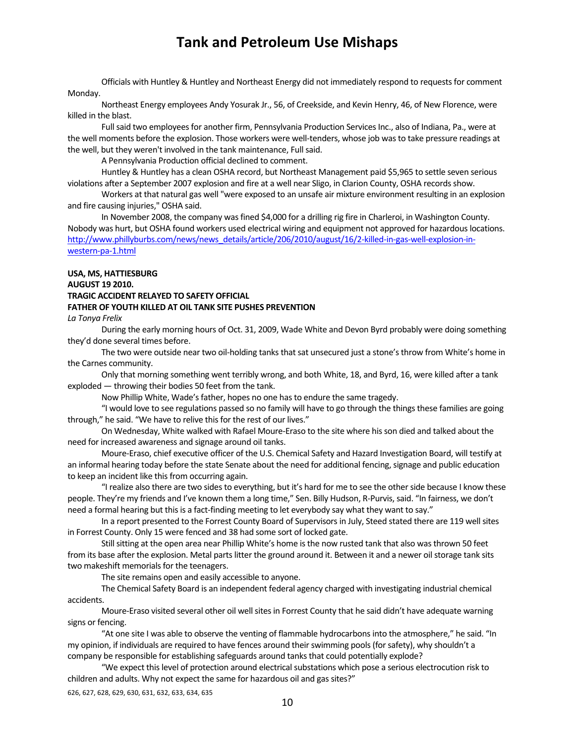Officials with Huntley & Huntley and Northeast Energy did not immediately respond to requests for comment Monday.

Northeast Energy employees Andy Yosurak Jr., 56, of Creekside, and Kevin Henry, 46, of New Florence, were killed in the blast.

Full said two employees for another firm, Pennsylvania Production Services Inc., also of Indiana, Pa., were at the well moments before the explosion. Those workers were well-tenders, whose job was to take pressure readings at the well, but they weren't involved in the tank maintenance, Full said.

A Pennsylvania Production official declined to comment.

Huntley & Huntley has a clean OSHA record, but Northeast Management paid $5,965 to settle seven serious violations after a September 2007 explosion and fire at a well near Sligo, in Clarion County, OSHA records show.

Workers at that natural gas well "were exposed to an unsafe air mixture environment resulting in an explosion and fire causing injuries," OSHA said.

In November 2008, the company was fined $4,000 for a drilling rig fire in Charleroi, in Washington County. Nobody was hurt, but OSHA found workers used electrical wiring and equipment not approved for hazardous locations.
http://www.phillyburbs.com/news/news_details/article/206/2010/august/16/2-killed-in-gas-well-explosion-in-western-pa-1.html

**USA, MS, HATTIESBURG**
**AUGUST 19 2010.**
**TRAGIC ACCIDENT RELAYED TO SAFETY OFFICIAL**
**FATHER OF YOUTH KILLED AT OIL TANK SITE PUSHES PREVENTION**
*La Tonya Frelix*

During the early morning hours of Oct. 31, 2009, Wade White and Devon Byrd probably were doing something they'd done several times before.

The two were outside near two oil-holding tanks that sat unsecured just a stone's throw from White's home in the Carnes community.

Only that morning something went terribly wrong, and both White, 18, and Byrd, 16, were killed after a tank exploded — throwing their bodies 50 feet from the tank.

Now Phillip White, Wade's father, hopes no one has to endure the same tragedy.

"I would love to see regulations passed so no family will have to go through the things these families are going through," he said. "We have to relive this for the rest of our lives."

On Wednesday, White walked with Rafael Moure-Eraso to the site where his son died and talked about the need for increased awareness and signage around oil tanks.

Moure-Eraso, chief executive officer of the U.S. Chemical Safety and Hazard Investigation Board, will testify at an informal hearing today before the state Senate about the need for additional fencing, signage and public education to keep an incident like this from occurring again.

"I realize also there are two sides to everything, but it's hard for me to see the other side because I know these people. They're my friends and I've known them a long time," Sen. Billy Hudson, R-Purvis, said. "In fairness, we don't need a formal hearing but this is a fact-finding meeting to let everybody say what they want to say."

In a report presented to the Forrest County Board of Supervisors in July, Steed stated there are 119 well sites in Forrest County. Only 15 were fenced and 38 had some sort of locked gate.

Still sitting at the open area near Phillip White's home is the now rusted tank that also was thrown 50 feet from its base after the explosion. Metal parts litter the ground around it. Between it and a newer oil storage tank sits two makeshift memorials for the teenagers.

The site remains open and easily accessible to anyone.

The Chemical Safety Board is an independent federal agency charged with investigating industrial chemical accidents.

Moure-Eraso visited several other oil well sites in Forrest County that he said didn't have adequate warning signs or fencing.

"At one site I was able to observe the venting of flammable hydrocarbons into the atmosphere," he said. "In my opinion, if individuals are required to have fences around their swimming pools (for safety), why shouldn't a company be responsible for establishing safeguards around tanks that could potentially explode?

"We expect this level of protection around electrical substations which pose a serious electrocution risk to children and adults. Why not expect the same for hazardous oil and gas sites?"

626, 627, 628, 629, 630, 631, 632, 633, 634, 635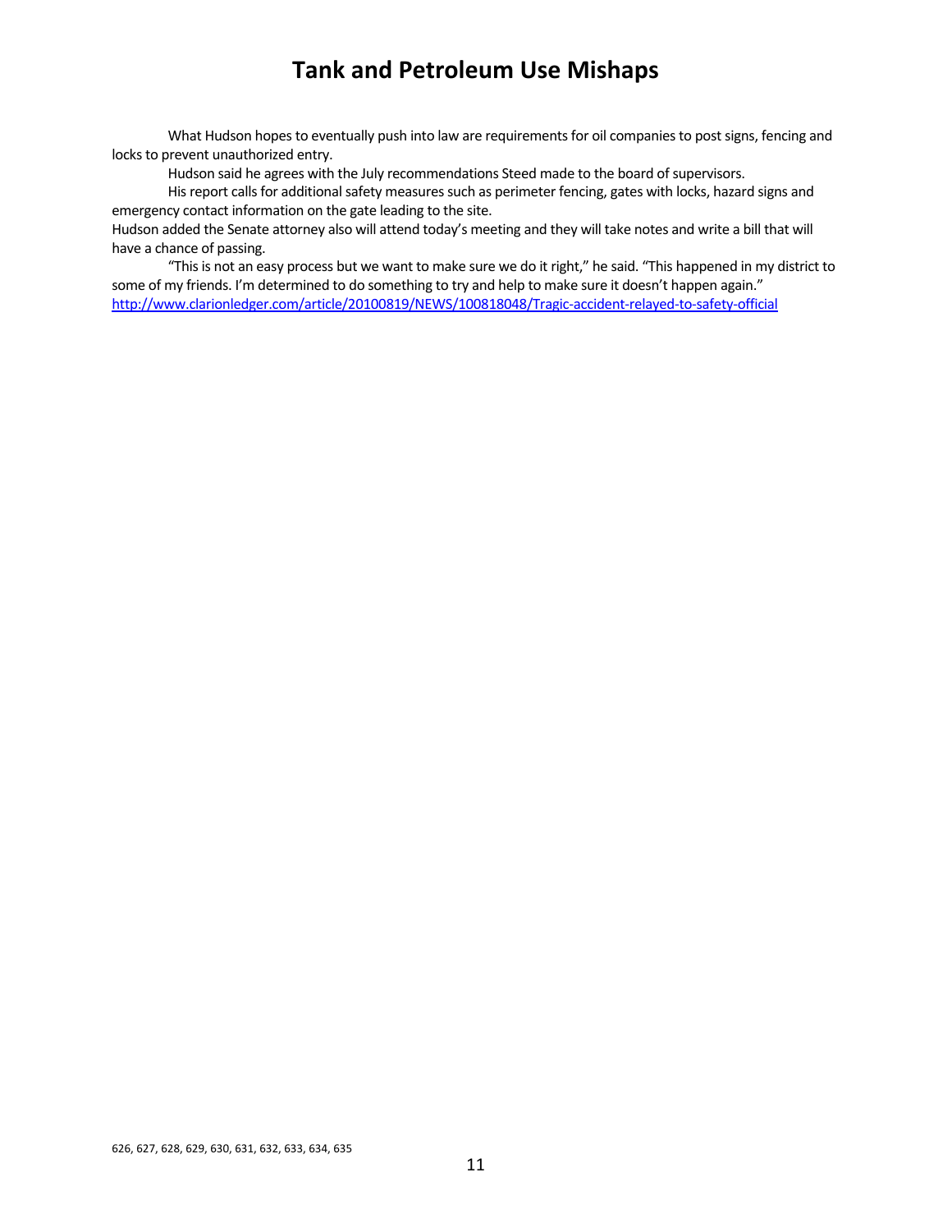What Hudson hopes to eventually push into law are requirements for oil companies to post signs, fencing and locks to prevent unauthorized entry.

Hudson said he agrees with the July recommendations Steed made to the board of supervisors.

His report calls for additional safety measures such as perimeter fencing, gates with locks, hazard signs and emergency contact information on the gate leading to the site.

Hudson added the Senate attorney also will attend today's meeting and they will take notes and write a bill that will have a chance of passing.

"This is not an easy process but we want to make sure we do it right," he said. "This happened in my district to some of my friends. I'm determined to do something to try and help to make sure it doesn't happen again."

http://www.clarionledger.com/article/20100819/NEWS/100818048/Tragic-accident-relayed-to-safety-official

626, 627, 628, 629, 630, 631, 632, 633, 634, 635